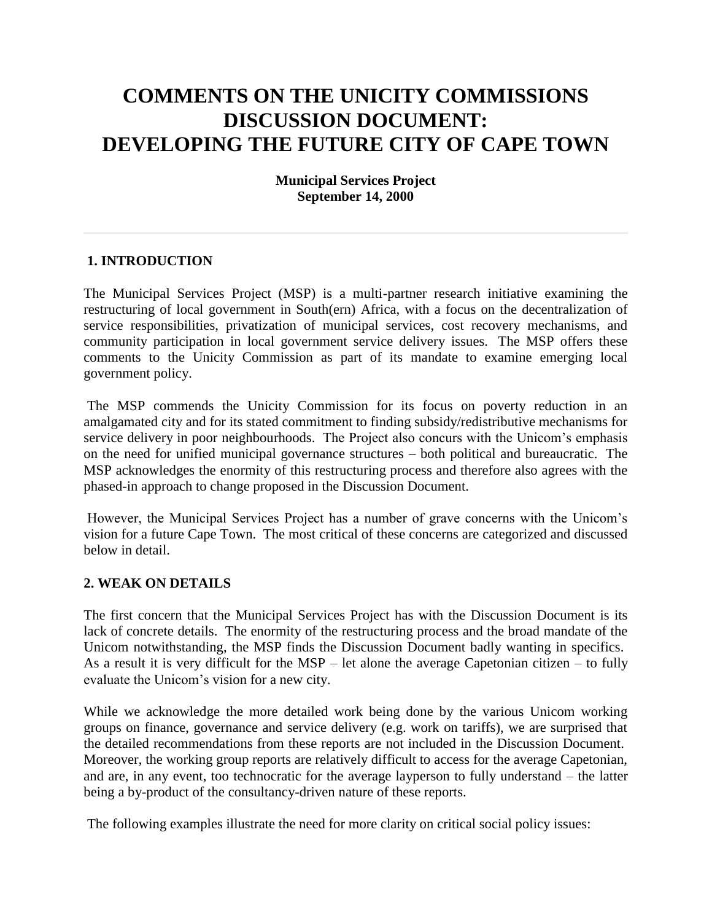# COMMENTS ON THE UNICITY COMMISSIONS DISCUSSION DOCUMENT: DEVELOPING THE FUTURE CITY OF CAPE TOWN

**Municipal Services Project**
**September 14, 2000**

---

## 1. INTRODUCTION

The Municipal Services Project (MSP) is a multi-partner research initiative examining the restructuring of local government in South(ern) Africa, with a focus on the decentralization of service responsibilities, privatization of municipal services, cost recovery mechanisms, and community participation in local government service delivery issues. The MSP offers these comments to the Unicity Commission as part of its mandate to examine emerging local government policy.

The MSP commends the Unicity Commission for its focus on poverty reduction in an amalgamated city and for its stated commitment to finding subsidy/redistributive mechanisms for service delivery in poor neighbourhoods. The Project also concurs with the Unicom's emphasis on the need for unified municipal governance structures – both political and bureaucratic. The MSP acknowledges the enormity of this restructuring process and therefore also agrees with the phased-in approach to change proposed in the Discussion Document.

However, the Municipal Services Project has a number of grave concerns with the Unicom's vision for a future Cape Town. The most critical of these concerns are categorized and discussed below in detail.

## 2. WEAK ON DETAILS

The first concern that the Municipal Services Project has with the Discussion Document is its lack of concrete details. The enormity of the restructuring process and the broad mandate of the Unicom notwithstanding, the MSP finds the Discussion Document badly wanting in specifics. As a result it is very difficult for the MSP – let alone the average Capetonian citizen – to fully evaluate the Unicom's vision for a new city.

While we acknowledge the more detailed work being done by the various Unicom working groups on finance, governance and service delivery (e.g. work on tariffs), we are surprised that the detailed recommendations from these reports are not included in the Discussion Document. Moreover, the working group reports are relatively difficult to access for the average Capetonian, and are, in any event, too technocratic for the average layperson to fully understand – the latter being a by-product of the consultancy-driven nature of these reports.

The following examples illustrate the need for more clarity on critical social policy issues: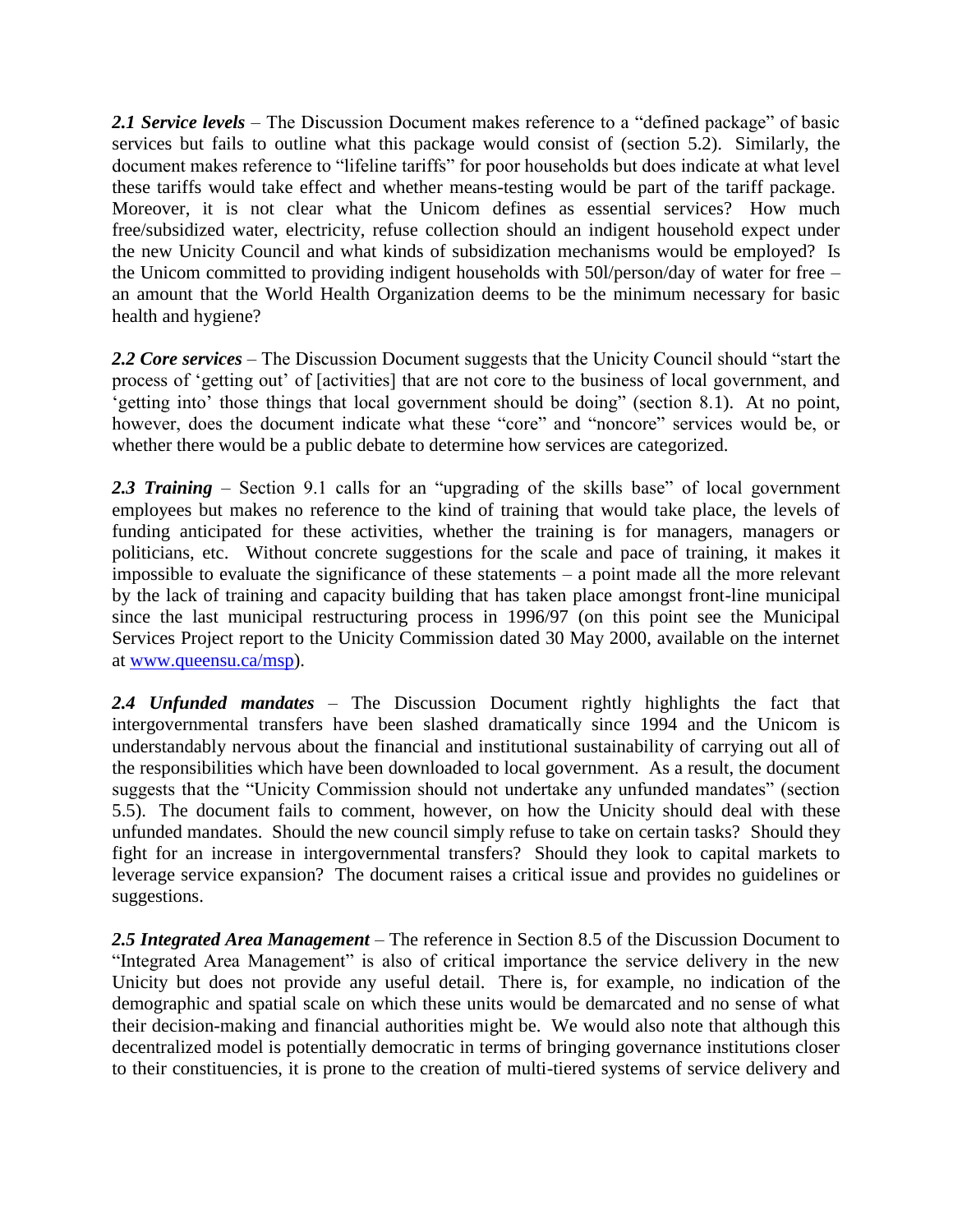***2.1 Service levels*** – The Discussion Document makes reference to a "defined package" of basic services but fails to outline what this package would consist of (section 5.2). Similarly, the document makes reference to "lifeline tariffs" for poor households but does indicate at what level these tariffs would take effect and whether means-testing would be part of the tariff package. Moreover, it is not clear what the Unicom defines as essential services? How much free/subsidized water, electricity, refuse collection should an indigent household expect under the new Unicity Council and what kinds of subsidization mechanisms would be employed? Is the Unicom committed to providing indigent households with 50l/person/day of water for free – an amount that the World Health Organization deems to be the minimum necessary for basic health and hygiene?

***2.2 Core services*** – The Discussion Document suggests that the Unicity Council should "start the process of 'getting out' of [activities] that are not core to the business of local government, and 'getting into' those things that local government should be doing" (section 8.1). At no point, however, does the document indicate what these "core" and "noncore" services would be, or whether there would be a public debate to determine how services are categorized.

***2.3 Training*** – Section 9.1 calls for an "upgrading of the skills base" of local government employees but makes no reference to the kind of training that would take place, the levels of funding anticipated for these activities, whether the training is for managers, managers or politicians, etc. Without concrete suggestions for the scale and pace of training, it makes it impossible to evaluate the significance of these statements – a point made all the more relevant by the lack of training and capacity building that has taken place amongst front-line municipal since the last municipal restructuring process in 1996/97 (on this point see the Municipal Services Project report to the Unicity Commission dated 30 May 2000, available on the internet at [www.queensu.ca/msp](http://www.queensu.ca/msp)).

***2.4 Unfunded mandates*** – The Discussion Document rightly highlights the fact that intergovernmental transfers have been slashed dramatically since 1994 and the Unicom is understandably nervous about the financial and institutional sustainability of carrying out all of the responsibilities which have been downloaded to local government. As a result, the document suggests that the "Unicity Commission should not undertake any unfunded mandates" (section 5.5). The document fails to comment, however, on how the Unicity should deal with these unfunded mandates. Should the new council simply refuse to take on certain tasks? Should they fight for an increase in intergovernmental transfers? Should they look to capital markets to leverage service expansion? The document raises a critical issue and provides no guidelines or suggestions.

***2.5 Integrated Area Management*** – The reference in Section 8.5 of the Discussion Document to "Integrated Area Management" is also of critical importance the service delivery in the new Unicity but does not provide any useful detail. There is, for example, no indication of the demographic and spatial scale on which these units would be demarcated and no sense of what their decision-making and financial authorities might be. We would also note that although this decentralized model is potentially democratic in terms of bringing governance institutions closer to their constituencies, it is prone to the creation of multi-tiered systems of service delivery and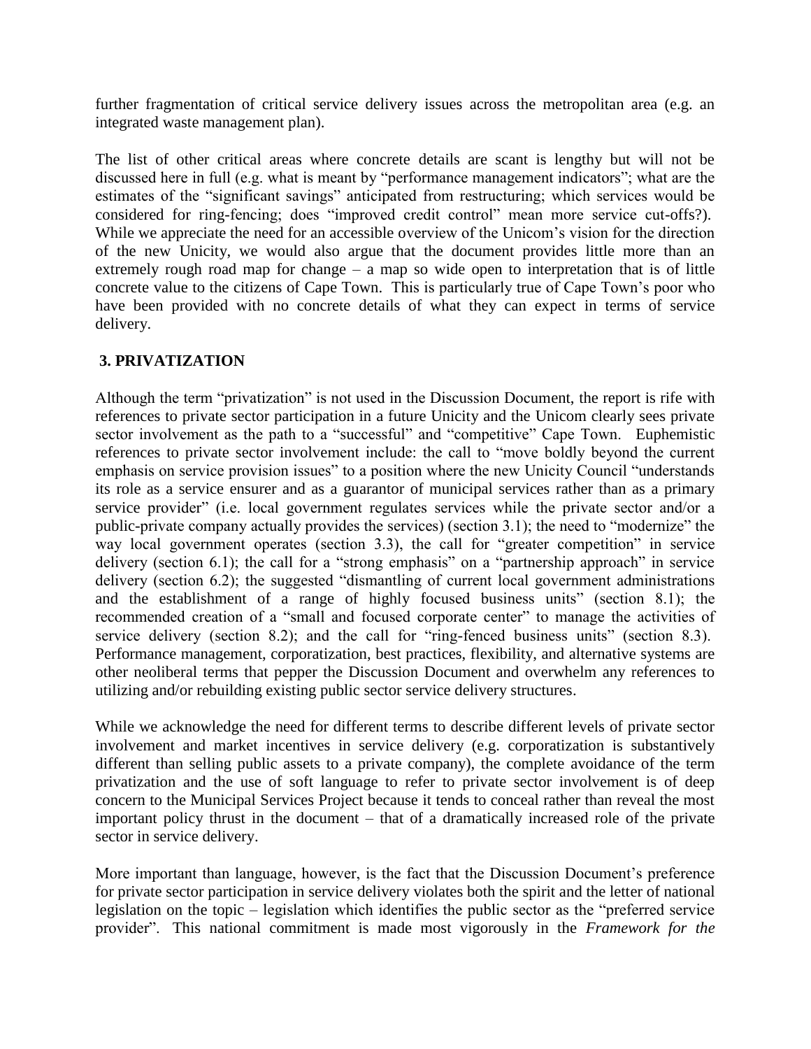further fragmentation of critical service delivery issues across the metropolitan area (e.g. an integrated waste management plan).

The list of other critical areas where concrete details are scant is lengthy but will not be discussed here in full (e.g. what is meant by "performance management indicators"; what are the estimates of the "significant savings" anticipated from restructuring; which services would be considered for ring-fencing; does "improved credit control" mean more service cut-offs?). While we appreciate the need for an accessible overview of the Unicom's vision for the direction of the new Unicity, we would also argue that the document provides little more than an extremely rough road map for change – a map so wide open to interpretation that is of little concrete value to the citizens of Cape Town. This is particularly true of Cape Town's poor who have been provided with no concrete details of what they can expect in terms of service delivery.

## 3. PRIVATIZATION

Although the term "privatization" is not used in the Discussion Document, the report is rife with references to private sector participation in a future Unicity and the Unicom clearly sees private sector involvement as the path to a "successful" and "competitive" Cape Town. Euphemistic references to private sector involvement include: the call to "move boldly beyond the current emphasis on service provision issues" to a position where the new Unicity Council "understands its role as a service ensurer and as a guarantor of municipal services rather than as a primary service provider" (i.e. local government regulates services while the private sector and/or a public-private company actually provides the services) (section 3.1); the need to "modernize" the way local government operates (section 3.3), the call for "greater competition" in service delivery (section 6.1); the call for a "strong emphasis" on a "partnership approach" in service delivery (section 6.2); the suggested "dismantling of current local government administrations and the establishment of a range of highly focused business units" (section 8.1); the recommended creation of a "small and focused corporate center" to manage the activities of service delivery (section 8.2); and the call for "ring-fenced business units" (section 8.3). Performance management, corporatization, best practices, flexibility, and alternative systems are other neoliberal terms that pepper the Discussion Document and overwhelm any references to utilizing and/or rebuilding existing public sector service delivery structures.

While we acknowledge the need for different terms to describe different levels of private sector involvement and market incentives in service delivery (e.g. corporatization is substantively different than selling public assets to a private company), the complete avoidance of the term privatization and the use of soft language to refer to private sector involvement is of deep concern to the Municipal Services Project because it tends to conceal rather than reveal the most important policy thrust in the document – that of a dramatically increased role of the private sector in service delivery.

More important than language, however, is the fact that the Discussion Document's preference for private sector participation in service delivery violates both the spirit and the letter of national legislation on the topic – legislation which identifies the public sector as the "preferred service provider". This national commitment is made most vigorously in the *Framework for the*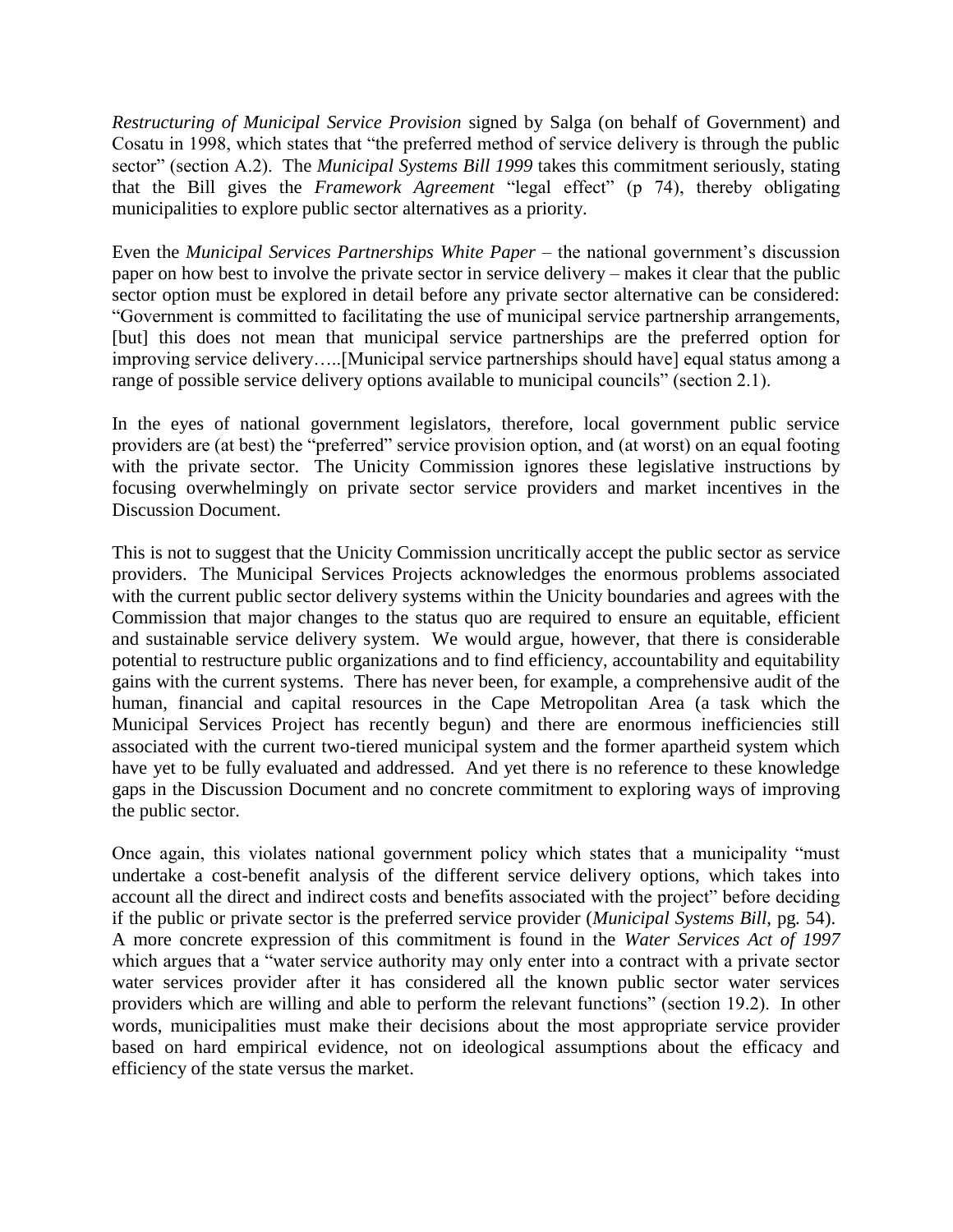*Restructuring of Municipal Service Provision* signed by Salga (on behalf of Government) and Cosatu in 1998, which states that "the preferred method of service delivery is through the public sector" (section A.2). The *Municipal Systems Bill 1999* takes this commitment seriously, stating that the Bill gives the *Framework Agreement* "legal effect" (p 74), thereby obligating municipalities to explore public sector alternatives as a priority.

Even the *Municipal Services Partnerships White Paper* – the national government's discussion paper on how best to involve the private sector in service delivery – makes it clear that the public sector option must be explored in detail before any private sector alternative can be considered: "Government is committed to facilitating the use of municipal service partnership arrangements, [but] this does not mean that municipal service partnerships are the preferred option for improving service delivery…..[Municipal service partnerships should have] equal status among a range of possible service delivery options available to municipal councils" (section 2.1).

In the eyes of national government legislators, therefore, local government public service providers are (at best) the "preferred" service provision option, and (at worst) on an equal footing with the private sector. The Unicity Commission ignores these legislative instructions by focusing overwhelmingly on private sector service providers and market incentives in the Discussion Document.

This is not to suggest that the Unicity Commission uncritically accept the public sector as service providers. The Municipal Services Projects acknowledges the enormous problems associated with the current public sector delivery systems within the Unicity boundaries and agrees with the Commission that major changes to the status quo are required to ensure an equitable, efficient and sustainable service delivery system. We would argue, however, that there is considerable potential to restructure public organizations and to find efficiency, accountability and equitability gains with the current systems. There has never been, for example, a comprehensive audit of the human, financial and capital resources in the Cape Metropolitan Area (a task which the Municipal Services Project has recently begun) and there are enormous inefficiencies still associated with the current two-tiered municipal system and the former apartheid system which have yet to be fully evaluated and addressed. And yet there is no reference to these knowledge gaps in the Discussion Document and no concrete commitment to exploring ways of improving the public sector.

Once again, this violates national government policy which states that a municipality "must undertake a cost-benefit analysis of the different service delivery options, which takes into account all the direct and indirect costs and benefits associated with the project" before deciding if the public or private sector is the preferred service provider (*Municipal Systems Bill*, pg. 54). A more concrete expression of this commitment is found in the *Water Services Act of 1997* which argues that a "water service authority may only enter into a contract with a private sector water services provider after it has considered all the known public sector water services providers which are willing and able to perform the relevant functions" (section 19.2). In other words, municipalities must make their decisions about the most appropriate service provider based on hard empirical evidence, not on ideological assumptions about the efficacy and efficiency of the state versus the market.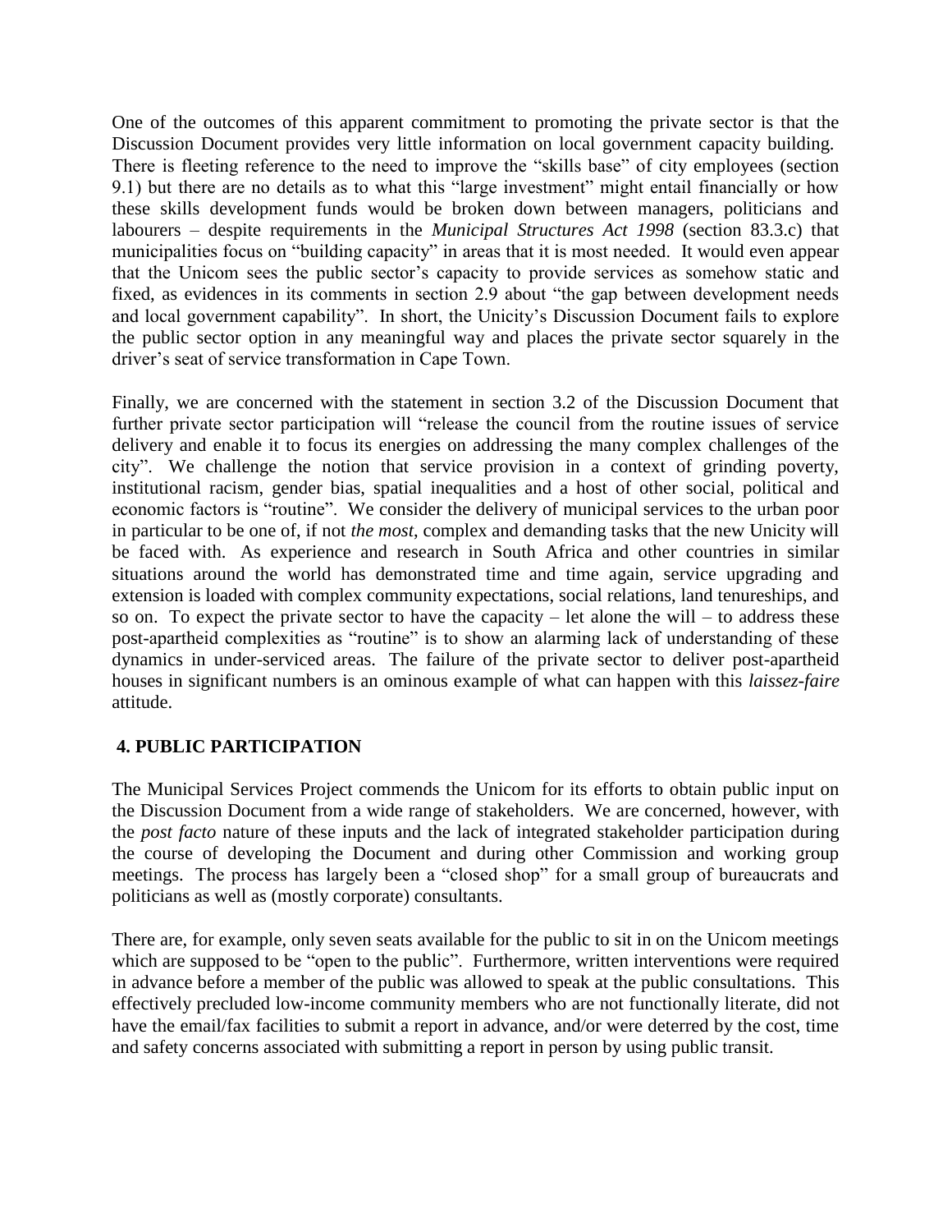One of the outcomes of this apparent commitment to promoting the private sector is that the Discussion Document provides very little information on local government capacity building. There is fleeting reference to the need to improve the "skills base" of city employees (section 9.1) but there are no details as to what this "large investment" might entail financially or how these skills development funds would be broken down between managers, politicians and labourers – despite requirements in the *Municipal Structures Act 1998* (section 83.3.c) that municipalities focus on "building capacity" in areas that it is most needed. It would even appear that the Unicom sees the public sector's capacity to provide services as somehow static and fixed, as evidences in its comments in section 2.9 about "the gap between development needs and local government capability". In short, the Unicity's Discussion Document fails to explore the public sector option in any meaningful way and places the private sector squarely in the driver's seat of service transformation in Cape Town.

Finally, we are concerned with the statement in section 3.2 of the Discussion Document that further private sector participation will "release the council from the routine issues of service delivery and enable it to focus its energies on addressing the many complex challenges of the city". We challenge the notion that service provision in a context of grinding poverty, institutional racism, gender bias, spatial inequalities and a host of other social, political and economic factors is "routine". We consider the delivery of municipal services to the urban poor in particular to be one of, if not *the most*, complex and demanding tasks that the new Unicity will be faced with. As experience and research in South Africa and other countries in similar situations around the world has demonstrated time and time again, service upgrading and extension is loaded with complex community expectations, social relations, land tenureships, and so on. To expect the private sector to have the capacity – let alone the will – to address these post-apartheid complexities as "routine" is to show an alarming lack of understanding of these dynamics in under-serviced areas. The failure of the private sector to deliver post-apartheid houses in significant numbers is an ominous example of what can happen with this *laissez-faire* attitude.

## 4. PUBLIC PARTICIPATION

The Municipal Services Project commends the Unicom for its efforts to obtain public input on the Discussion Document from a wide range of stakeholders. We are concerned, however, with the *post facto* nature of these inputs and the lack of integrated stakeholder participation during the course of developing the Document and during other Commission and working group meetings. The process has largely been a "closed shop" for a small group of bureaucrats and politicians as well as (mostly corporate) consultants.

There are, for example, only seven seats available for the public to sit in on the Unicom meetings which are supposed to be "open to the public". Furthermore, written interventions were required in advance before a member of the public was allowed to speak at the public consultations. This effectively precluded low-income community members who are not functionally literate, did not have the email/fax facilities to submit a report in advance, and/or were deterred by the cost, time and safety concerns associated with submitting a report in person by using public transit.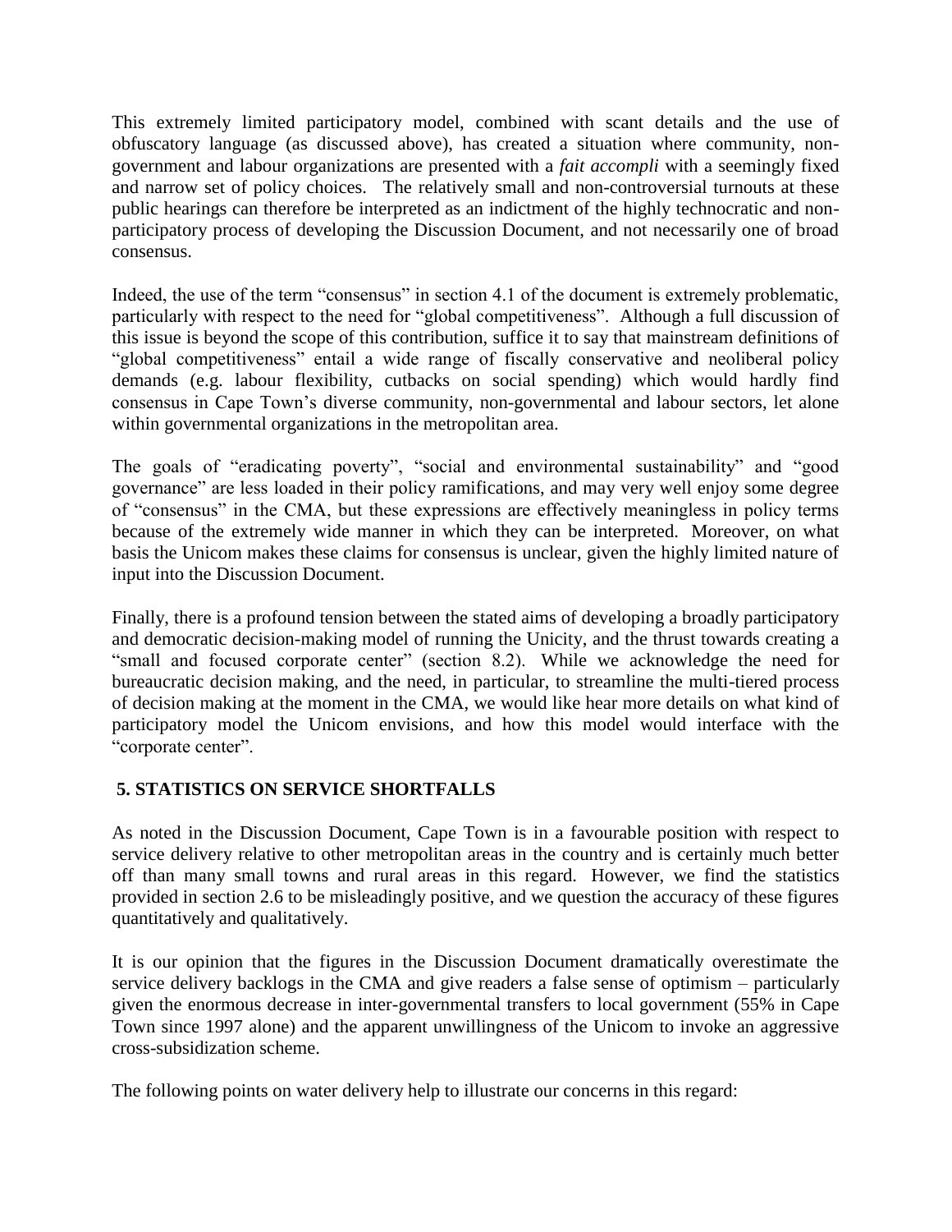This extremely limited participatory model, combined with scant details and the use of obfuscatory language (as discussed above), has created a situation where community, non-government and labour organizations are presented with a *fait accompli* with a seemingly fixed and narrow set of policy choices. The relatively small and non-controversial turnouts at these public hearings can therefore be interpreted as an indictment of the highly technocratic and non-participatory process of developing the Discussion Document, and not necessarily one of broad consensus.

Indeed, the use of the term "consensus" in section 4.1 of the document is extremely problematic, particularly with respect to the need for "global competitiveness". Although a full discussion of this issue is beyond the scope of this contribution, suffice it to say that mainstream definitions of "global competitiveness" entail a wide range of fiscally conservative and neoliberal policy demands (e.g. labour flexibility, cutbacks on social spending) which would hardly find consensus in Cape Town's diverse community, non-governmental and labour sectors, let alone within governmental organizations in the metropolitan area.

The goals of "eradicating poverty", "social and environmental sustainability" and "good governance" are less loaded in their policy ramifications, and may very well enjoy some degree of "consensus" in the CMA, but these expressions are effectively meaningless in policy terms because of the extremely wide manner in which they can be interpreted. Moreover, on what basis the Unicom makes these claims for consensus is unclear, given the highly limited nature of input into the Discussion Document.

Finally, there is a profound tension between the stated aims of developing a broadly participatory and democratic decision-making model of running the Unicity, and the thrust towards creating a "small and focused corporate center" (section 8.2). While we acknowledge the need for bureaucratic decision making, and the need, in particular, to streamline the multi-tiered process of decision making at the moment in the CMA, we would like hear more details on what kind of participatory model the Unicom envisions, and how this model would interface with the "corporate center".

## 5. STATISTICS ON SERVICE SHORTFALLS

As noted in the Discussion Document, Cape Town is in a favourable position with respect to service delivery relative to other metropolitan areas in the country and is certainly much better off than many small towns and rural areas in this regard. However, we find the statistics provided in section 2.6 to be misleadingly positive, and we question the accuracy of these figures quantitatively and qualitatively.

It is our opinion that the figures in the Discussion Document dramatically overestimate the service delivery backlogs in the CMA and give readers a false sense of optimism – particularly given the enormous decrease in inter-governmental transfers to local government (55% in Cape Town since 1997 alone) and the apparent unwillingness of the Unicom to invoke an aggressive cross-subsidization scheme.

The following points on water delivery help to illustrate our concerns in this regard: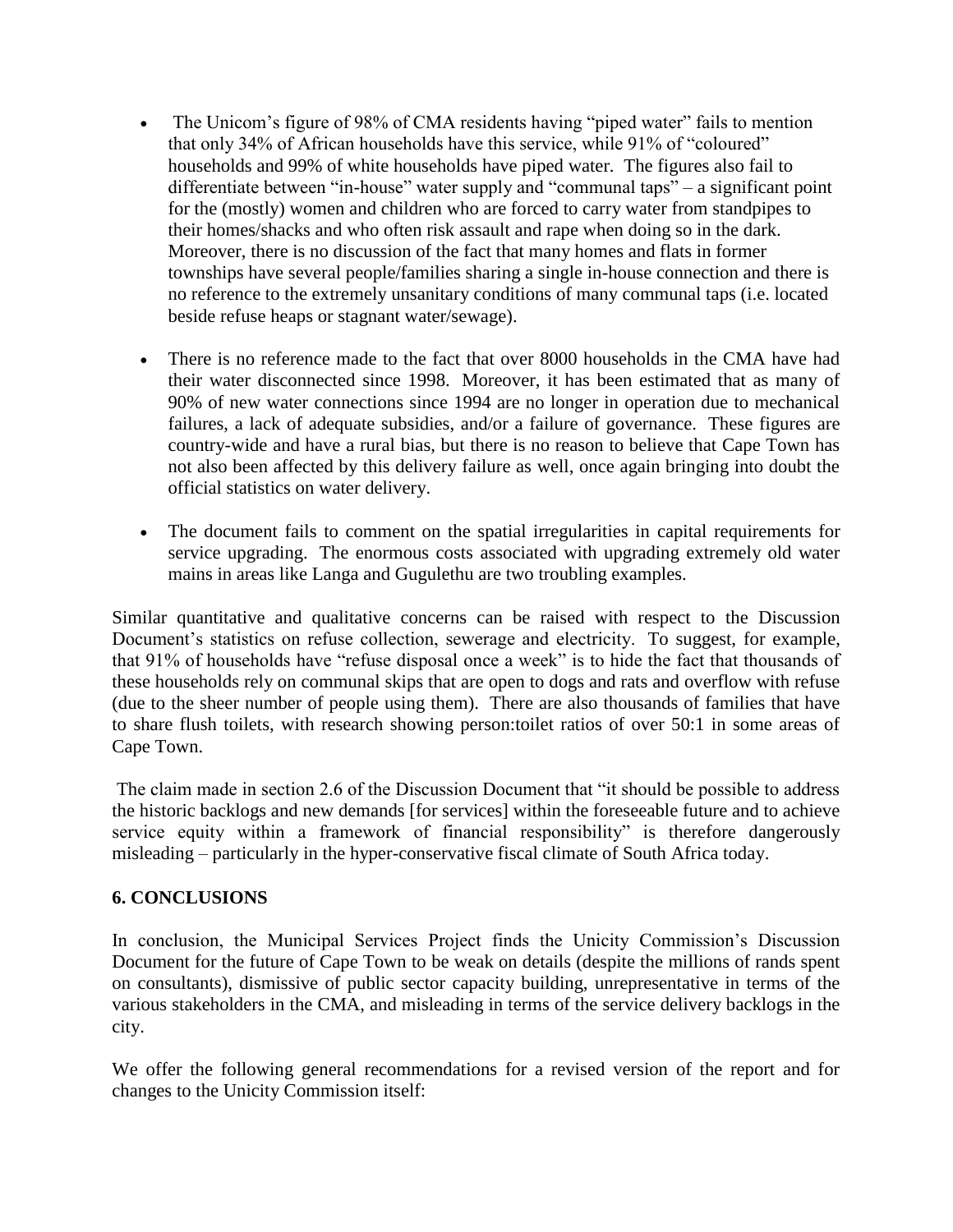- The Unicom's figure of 98% of CMA residents having "piped water" fails to mention that only 34% of African households have this service, while 91% of "coloured" households and 99% of white households have piped water. The figures also fail to differentiate between "in-house" water supply and "communal taps" – a significant point for the (mostly) women and children who are forced to carry water from standpipes to their homes/shacks and who often risk assault and rape when doing so in the dark. Moreover, there is no discussion of the fact that many homes and flats in former townships have several people/families sharing a single in-house connection and there is no reference to the extremely unsanitary conditions of many communal taps (i.e. located beside refuse heaps or stagnant water/sewage).

- There is no reference made to the fact that over 8000 households in the CMA have had their water disconnected since 1998. Moreover, it has been estimated that as many of 90% of new water connections since 1994 are no longer in operation due to mechanical failures, a lack of adequate subsidies, and/or a failure of governance. These figures are country-wide and have a rural bias, but there is no reason to believe that Cape Town has not also been affected by this delivery failure as well, once again bringing into doubt the official statistics on water delivery.

- The document fails to comment on the spatial irregularities in capital requirements for service upgrading. The enormous costs associated with upgrading extremely old water mains in areas like Langa and Gugulethu are two troubling examples.

Similar quantitative and qualitative concerns can be raised with respect to the Discussion Document's statistics on refuse collection, sewerage and electricity. To suggest, for example, that 91% of households have "refuse disposal once a week" is to hide the fact that thousands of these households rely on communal skips that are open to dogs and rats and overflow with refuse (due to the sheer number of people using them). There are also thousands of families that have to share flush toilets, with research showing person:toilet ratios of over 50:1 in some areas of Cape Town.

The claim made in section 2.6 of the Discussion Document that "it should be possible to address the historic backlogs and new demands [for services] within the foreseeable future and to achieve service equity within a framework of financial responsibility" is therefore dangerously misleading – particularly in the hyper-conservative fiscal climate of South Africa today.

## 6. CONCLUSIONS

In conclusion, the Municipal Services Project finds the Unicity Commission's Discussion Document for the future of Cape Town to be weak on details (despite the millions of rands spent on consultants), dismissive of public sector capacity building, unrepresentative in terms of the various stakeholders in the CMA, and misleading in terms of the service delivery backlogs in the city.

We offer the following general recommendations for a revised version of the report and for changes to the Unicity Commission itself: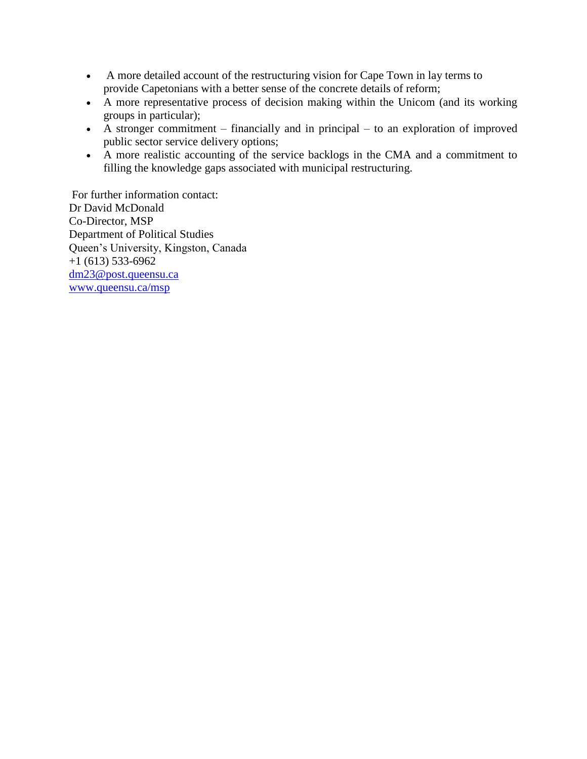- A more detailed account of the restructuring vision for Cape Town in lay terms to provide Capetonians with a better sense of the concrete details of reform;
- A more representative process of decision making within the Unicom (and its working groups in particular);
- A stronger commitment – financially and in principal – to an exploration of improved public sector service delivery options;
- A more realistic accounting of the service backlogs in the CMA and a commitment to filling the knowledge gaps associated with municipal restructuring.

For further information contact:
Dr David McDonald
Co-Director, MSP
Department of Political Studies
Queen's University, Kingston, Canada
+1 (613) 533-6962
dm23@post.queensu.ca
www.queensu.ca/msp